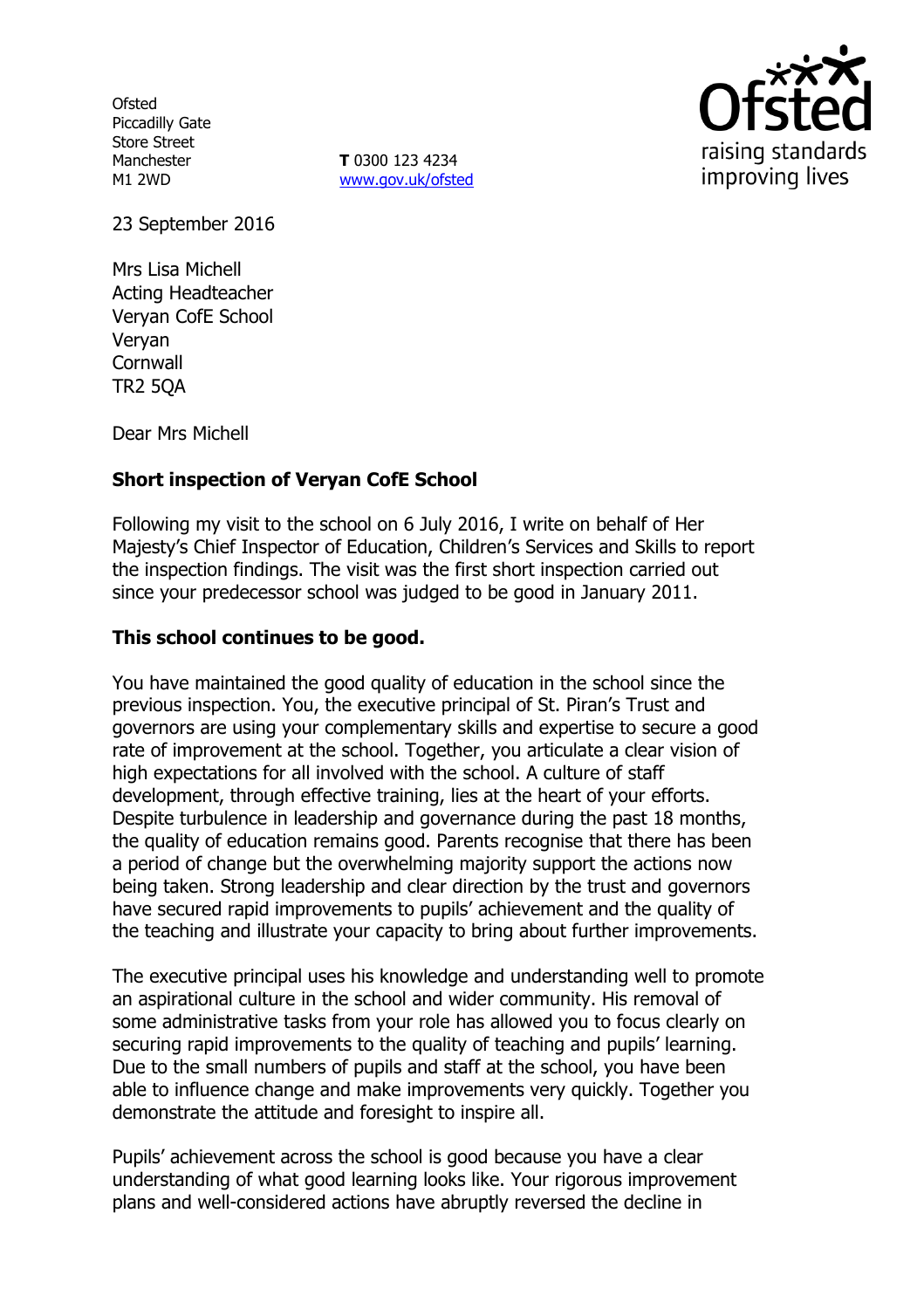Ofsted
Piccadilly Gate
Store Street
Manchester
M1 2WD

**T** 0300 123 4234
www.gov.uk/ofsted

raising standards
improving lives

23 September 2016

Mrs Lisa Michell
Acting Headteacher
Veryan CofE School
Veryan
Cornwall
TR2 5QA

Dear Mrs Michell

**Short inspection of Veryan CofE School**

Following my visit to the school on 6 July 2016, I write on behalf of Her Majesty's Chief Inspector of Education, Children's Services and Skills to report the inspection findings. The visit was the first short inspection carried out since your predecessor school was judged to be good in January 2011.

**This school continues to be good.**

You have maintained the good quality of education in the school since the previous inspection. You, the executive principal of St. Piran's Trust and governors are using your complementary skills and expertise to secure a good rate of improvement at the school. Together, you articulate a clear vision of high expectations for all involved with the school. A culture of staff development, through effective training, lies at the heart of your efforts. Despite turbulence in leadership and governance during the past 18 months, the quality of education remains good. Parents recognise that there has been a period of change but the overwhelming majority support the actions now being taken. Strong leadership and clear direction by the trust and governors have secured rapid improvements to pupils' achievement and the quality of the teaching and illustrate your capacity to bring about further improvements.

The executive principal uses his knowledge and understanding well to promote an aspirational culture in the school and wider community. His removal of some administrative tasks from your role has allowed you to focus clearly on securing rapid improvements to the quality of teaching and pupils' learning. Due to the small numbers of pupils and staff at the school, you have been able to influence change and make improvements very quickly. Together you demonstrate the attitude and foresight to inspire all.

Pupils' achievement across the school is good because you have a clear understanding of what good learning looks like. Your rigorous improvement plans and well-considered actions have abruptly reversed the decline in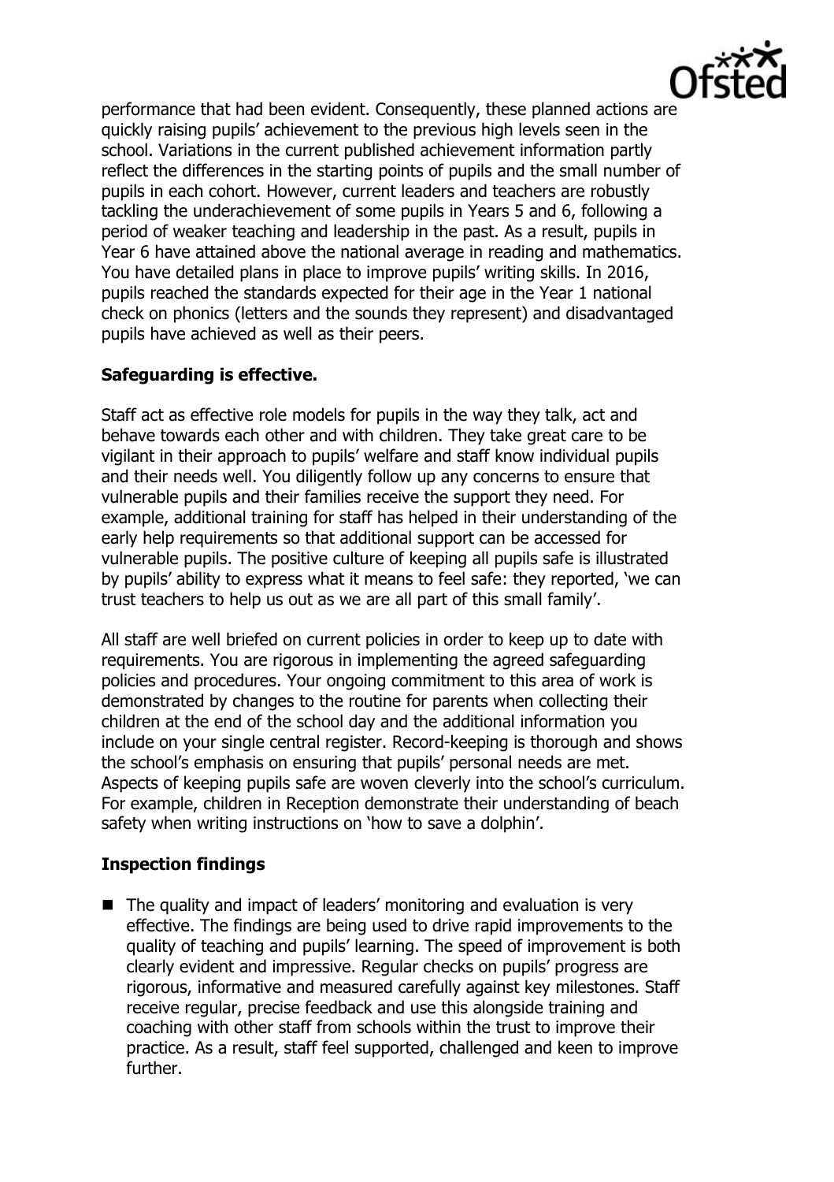performance that had been evident. Consequently, these planned actions are quickly raising pupils' achievement to the previous high levels seen in the school. Variations in the current published achievement information partly reflect the differences in the starting points of pupils and the small number of pupils in each cohort. However, current leaders and teachers are robustly tackling the underachievement of some pupils in Years 5 and 6, following a period of weaker teaching and leadership in the past. As a result, pupils in Year 6 have attained above the national average in reading and mathematics. You have detailed plans in place to improve pupils' writing skills. In 2016, pupils reached the standards expected for their age in the Year 1 national check on phonics (letters and the sounds they represent) and disadvantaged pupils have achieved as well as their peers.

## Safeguarding is effective.

Staff act as effective role models for pupils in the way they talk, act and behave towards each other and with children. They take great care to be vigilant in their approach to pupils' welfare and staff know individual pupils and their needs well. You diligently follow up any concerns to ensure that vulnerable pupils and their families receive the support they need. For example, additional training for staff has helped in their understanding of the early help requirements so that additional support can be accessed for vulnerable pupils. The positive culture of keeping all pupils safe is illustrated by pupils' ability to express what it means to feel safe: they reported, 'we can trust teachers to help us out as we are all part of this small family'.

All staff are well briefed on current policies in order to keep up to date with requirements. You are rigorous in implementing the agreed safeguarding policies and procedures. Your ongoing commitment to this area of work is demonstrated by changes to the routine for parents when collecting their children at the end of the school day and the additional information you include on your single central register. Record-keeping is thorough and shows the school's emphasis on ensuring that pupils' personal needs are met. Aspects of keeping pupils safe are woven cleverly into the school's curriculum. For example, children in Reception demonstrate their understanding of beach safety when writing instructions on 'how to save a dolphin'.

## Inspection findings

- The quality and impact of leaders' monitoring and evaluation is very effective. The findings are being used to drive rapid improvements to the quality of teaching and pupils' learning. The speed of improvement is both clearly evident and impressive. Regular checks on pupils' progress are rigorous, informative and measured carefully against key milestones. Staff receive regular, precise feedback and use this alongside training and coaching with other staff from schools within the trust to improve their practice. As a result, staff feel supported, challenged and keen to improve further.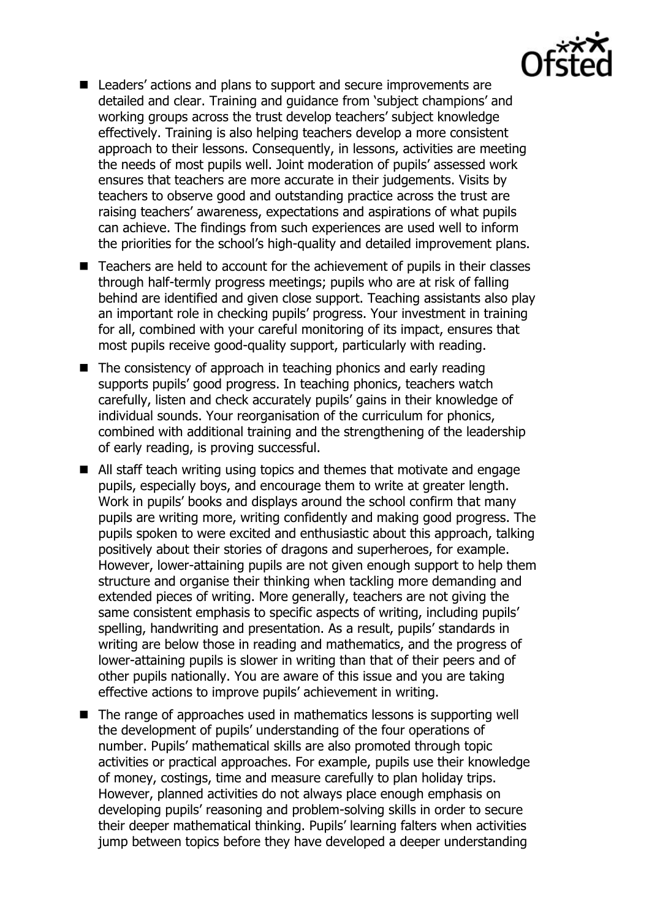- Leaders' actions and plans to support and secure improvements are detailed and clear. Training and guidance from 'subject champions' and working groups across the trust develop teachers' subject knowledge effectively. Training is also helping teachers develop a more consistent approach to their lessons. Consequently, in lessons, activities are meeting the needs of most pupils well. Joint moderation of pupils' assessed work ensures that teachers are more accurate in their judgements. Visits by teachers to observe good and outstanding practice across the trust are raising teachers' awareness, expectations and aspirations of what pupils can achieve. The findings from such experiences are used well to inform the priorities for the school's high-quality and detailed improvement plans.
- Teachers are held to account for the achievement of pupils in their classes through half-termly progress meetings; pupils who are at risk of falling behind are identified and given close support. Teaching assistants also play an important role in checking pupils' progress. Your investment in training for all, combined with your careful monitoring of its impact, ensures that most pupils receive good-quality support, particularly with reading.
- The consistency of approach in teaching phonics and early reading supports pupils' good progress. In teaching phonics, teachers watch carefully, listen and check accurately pupils' gains in their knowledge of individual sounds. Your reorganisation of the curriculum for phonics, combined with additional training and the strengthening of the leadership of early reading, is proving successful.
- All staff teach writing using topics and themes that motivate and engage pupils, especially boys, and encourage them to write at greater length. Work in pupils' books and displays around the school confirm that many pupils are writing more, writing confidently and making good progress. The pupils spoken to were excited and enthusiastic about this approach, talking positively about their stories of dragons and superheroes, for example. However, lower-attaining pupils are not given enough support to help them structure and organise their thinking when tackling more demanding and extended pieces of writing. More generally, teachers are not giving the same consistent emphasis to specific aspects of writing, including pupils' spelling, handwriting and presentation. As a result, pupils' standards in writing are below those in reading and mathematics, and the progress of lower-attaining pupils is slower in writing than that of their peers and of other pupils nationally. You are aware of this issue and you are taking effective actions to improve pupils' achievement in writing.
- The range of approaches used in mathematics lessons is supporting well the development of pupils' understanding of the four operations of number. Pupils' mathematical skills are also promoted through topic activities or practical approaches. For example, pupils use their knowledge of money, costings, time and measure carefully to plan holiday trips. However, planned activities do not always place enough emphasis on developing pupils' reasoning and problem-solving skills in order to secure their deeper mathematical thinking. Pupils' learning falters when activities jump between topics before they have developed a deeper understanding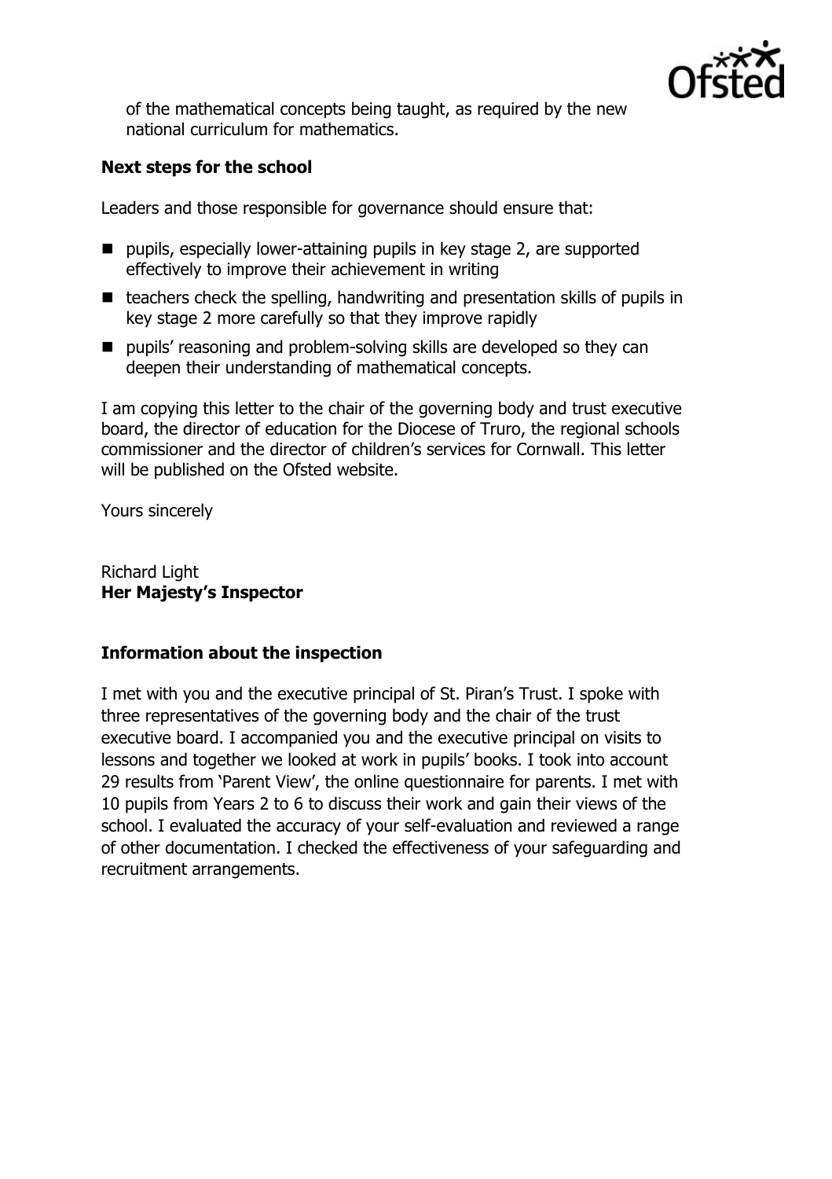of the mathematical concepts being taught, as required by the new national curriculum for mathematics.

**Next steps for the school**

Leaders and those responsible for governance should ensure that:

- pupils, especially lower-attaining pupils in key stage 2, are supported effectively to improve their achievement in writing
- teachers check the spelling, handwriting and presentation skills of pupils in key stage 2 more carefully so that they improve rapidly
- pupils' reasoning and problem-solving skills are developed so they can deepen their understanding of mathematical concepts.

I am copying this letter to the chair of the governing body and trust executive board, the director of education for the Diocese of Truro, the regional schools commissioner and the director of children's services for Cornwall. This letter will be published on the Ofsted website.

Yours sincerely

Richard Light
**Her Majesty's Inspector**

**Information about the inspection**

I met with you and the executive principal of St. Piran's Trust. I spoke with three representatives of the governing body and the chair of the trust executive board. I accompanied you and the executive principal on visits to lessons and together we looked at work in pupils' books. I took into account 29 results from 'Parent View', the online questionnaire for parents. I met with 10 pupils from Years 2 to 6 to discuss their work and gain their views of the school. I evaluated the accuracy of your self-evaluation and reviewed a range of other documentation. I checked the effectiveness of your safeguarding and recruitment arrangements.